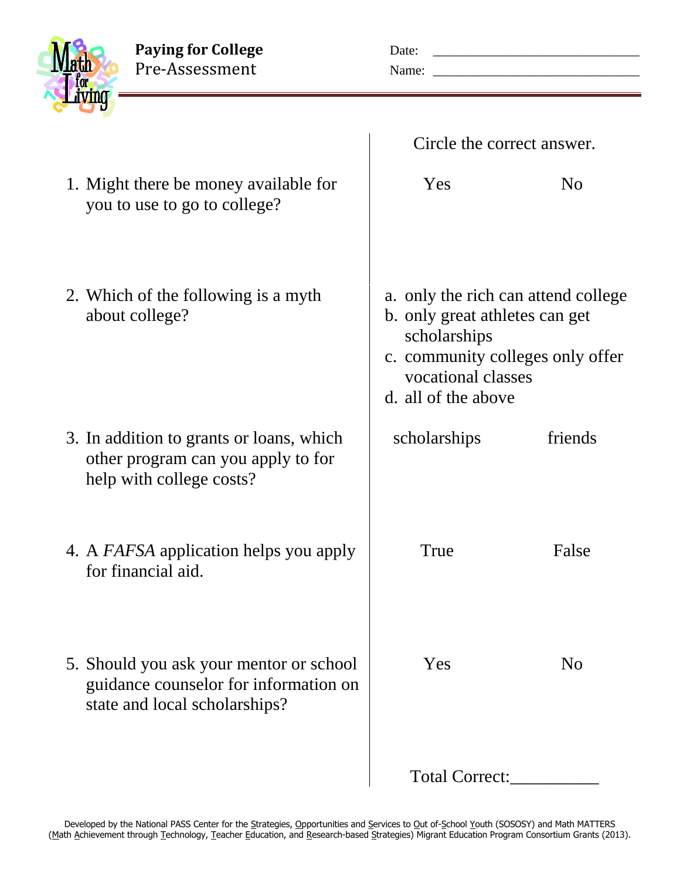# Paying for College
## Pre-Assessment

Date: ______________________________

Name: ______________________________

| | Circle the correct answer. | |
|---|---|---|
| 1. Might there be money available for you to use to go to college? | Yes | No |
| 2. Which of the following is a myth about college? | a. only the rich can attend college<br>b. only great athletes can get scholarships<br>c. community colleges only offer vocational classes<br>d. all of the above | |
| 3. In addition to grants or loans, which other program can you apply to for help with college costs? | scholarships | friends |
| 4. A *FAFSA* application helps you apply for financial aid. | True | False |
| 5. Should you ask your mentor or school guidance counselor for information on state and local scholarships? | Yes | No |

Total Correct:__________

Developed by the National PASS Center for the Strategies, Opportunities and Services to Out of-School Youth (SOSOSY) and Math MATTERS (Math Achievement through Technology, Teacher Education, and Research-based Strategies) Migrant Education Program Consortium Grants (2013).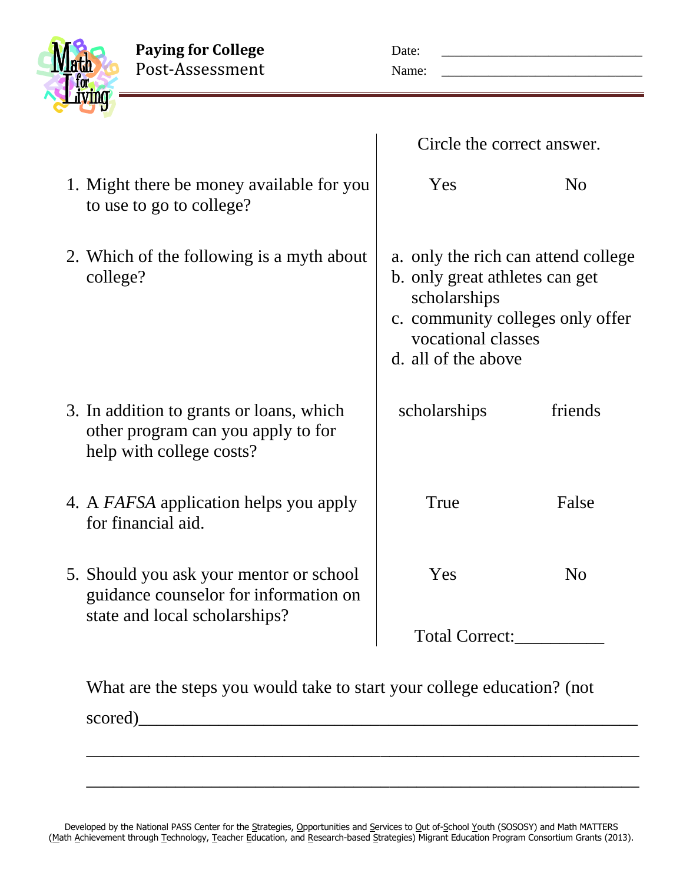**Paying for College**
Post-Assessment

Date: ____________________________

Name: ____________________________

| | Circle the correct answer. |
|---|---|
| 1. Might there be money available for you to use to go to college? | Yes &nbsp;&nbsp;&nbsp;&nbsp; No |
| 2. Which of the following is a myth about college? | a. only the rich can attend college<br>b. only great athletes can get scholarships<br>c. community colleges only offer vocational classes<br>d. all of the above |
| 3. In addition to grants or loans, which other program can you apply to for help with college costs? | scholarships &nbsp;&nbsp;&nbsp;&nbsp; friends |
| 4. A *FAFSA* application helps you apply for financial aid. | True &nbsp;&nbsp;&nbsp;&nbsp; False |
| 5. Should you ask your mentor or school guidance counselor for information on state and local scholarships? | Yes &nbsp;&nbsp;&nbsp;&nbsp; No |
| | Total Correct:__________ |

What are the steps you would take to start your college education? (not scored)_______________________________________________________

_______________________________________________________________

_______________________________________________________________

Developed by the National PASS Center for the Strategies, Opportunities and Services to Out of-School Youth (SOSOSY) and Math MATTERS (Math Achievement through Technology, Teacher Education, and Research-based Strategies) Migrant Education Program Consortium Grants (2013).